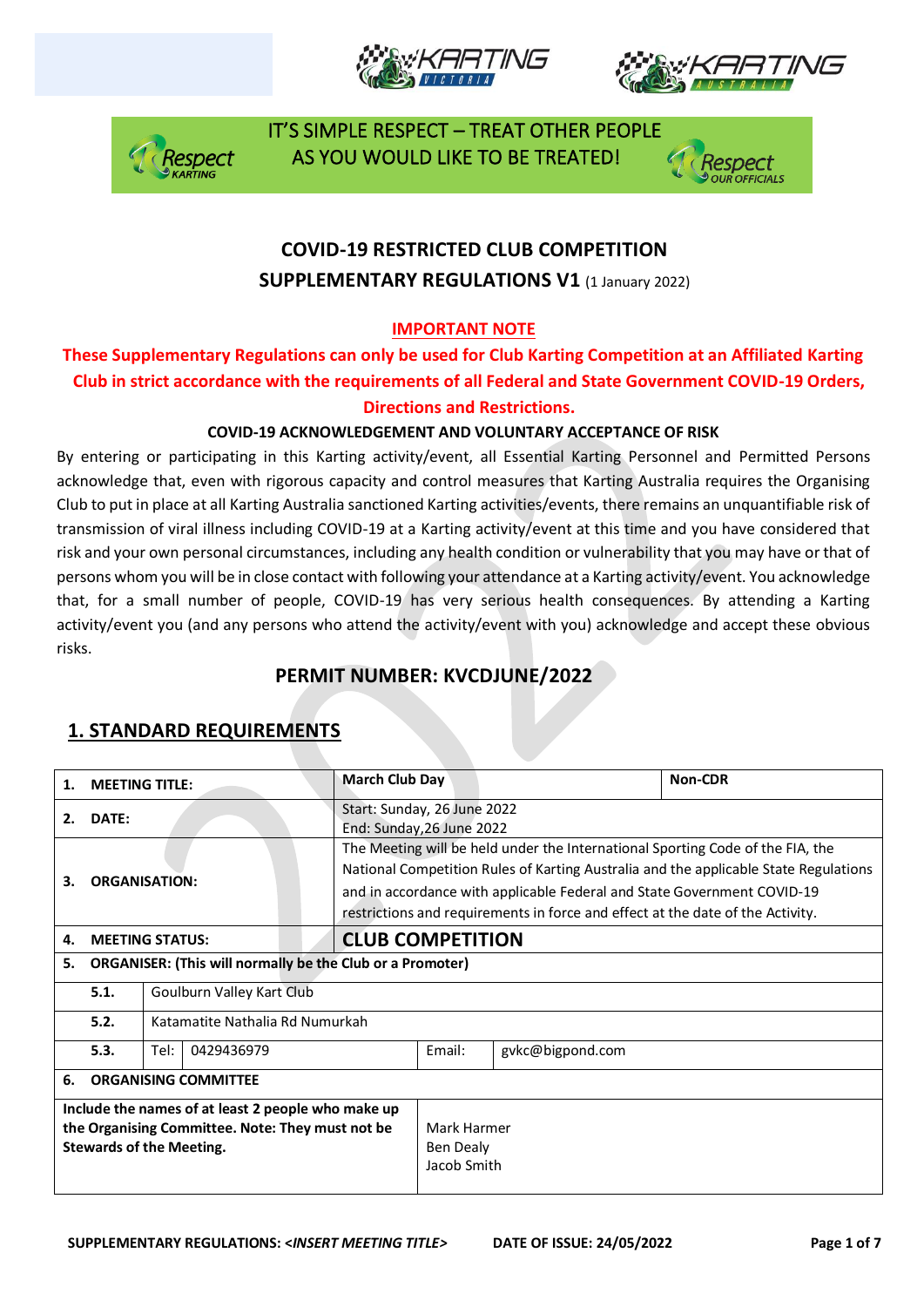IT'S SIMPLE RESPECT – TREAT OTHER PEOPLE AS YOU WOULD LIKE TO BE TREATED!

# COVID-19 RESTRICTED CLUB COMPETITION
## SUPPLEMENTARY REGULATIONS V1 (1 January 2022)

**IMPORTANT NOTE**

**These Supplementary Regulations can only be used for Club Karting Competition at an Affiliated Karting Club in strict accordance with the requirements of all Federal and State Government COVID-19 Orders, Directions and Restrictions.**

**COVID-19 ACKNOWLEDGEMENT AND VOLUNTARY ACCEPTANCE OF RISK**

By entering or participating in this Karting activity/event, all Essential Karting Personnel and Permitted Persons acknowledge that, even with rigorous capacity and control measures that Karting Australia requires the Organising Club to put in place at all Karting Australia sanctioned Karting activities/events, there remains an unquantifiable risk of transmission of viral illness including COVID-19 at a Karting activity/event at this time and you have considered that risk and your own personal circumstances, including any health condition or vulnerability that you may have or that of persons whom you will be in close contact with following your attendance at a Karting activity/event. You acknowledge that, for a small number of people, COVID-19 has very serious health consequences. By attending a Karting activity/event you (and any persons who attend the activity/event with you) acknowledge and accept these obvious risks.

## PERMIT NUMBER: KVCDJUNE/2022

## 1. STANDARD REQUIREMENTS

| | | | | |
|---|---|---|---|---|
| **1.** | **MEETING TITLE:** | **March Club Day** | | **Non-CDR** |
| **2.** | **DATE:** | Start: Sunday, 26 June 2022<br>End: Sunday,26 June 2022 | | |
| **3.** | **ORGANISATION:** | The Meeting will be held under the International Sporting Code of the FIA, the National Competition Rules of Karting Australia and the applicable State Regulations and in accordance with applicable Federal and State Government COVID-19 restrictions and requirements in force and effect at the date of the Activity. | | |
| **4.** | **MEETING STATUS:** | **CLUB COMPETITION** | | |
| **5.** | **ORGANISER: (This will normally be the Club or a Promoter)** | | | |
| **5.1.** | Goulburn Valley Kart Club | | | |
| **5.2.** | Katamatite Nathalia Rd Numurkah | | | |
| **5.3.** | Tel: 0429436979 | Email: | gvkc@bigpond.com | |
| **6.** | **ORGANISING COMMITTEE** | | | |
| **Include the names of at least 2 people who make up the Organising Committee. Note: They must not be Stewards of the Meeting.** | | Mark Harmer<br>Ben Dealy<br>Jacob Smith | | |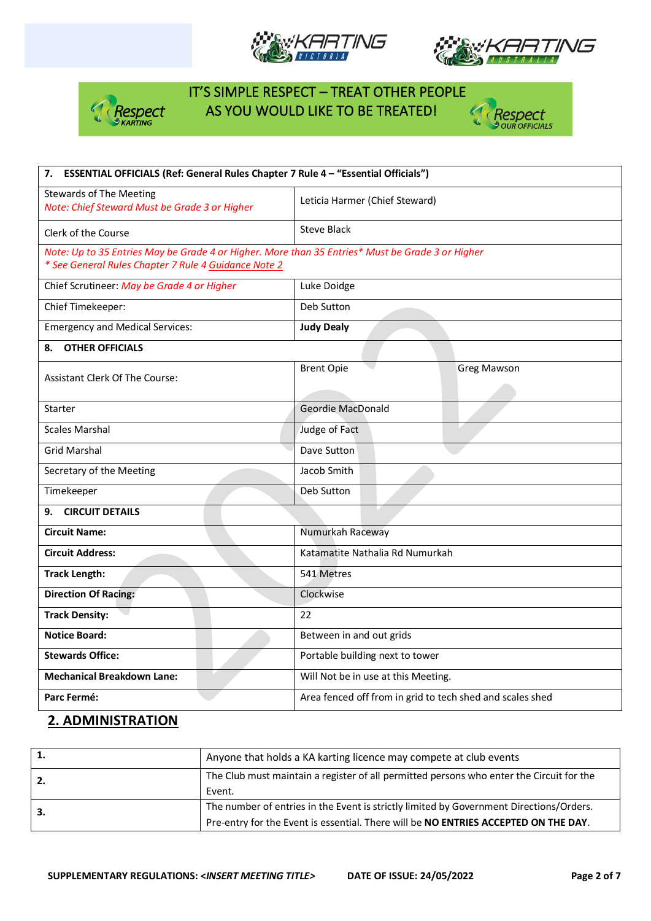IT'S SIMPLE RESPECT – TREAT OTHER PEOPLE AS YOU WOULD LIKE TO BE TREATED!

| **7. ESSENTIAL OFFICIALS (Ref: General Rules Chapter 7 Rule 4 – "Essential Officials")** | | |
|---|---|---|
| Stewards of The Meeting<br>*Note: Chief Steward Must be Grade 3 or Higher* | Leticia Harmer (Chief Steward) | |
| Clerk of the Course | Steve Black | |
| *Note: Up to 35 Entries May be Grade 4 or Higher. More than 35 Entries\* Must be Grade 3 or Higher*<br>*\* See General Rules Chapter 7 Rule 4 Guidance Note 2* | | |
| Chief Scrutineer: *May be Grade 4 or Higher* | Luke Doidge | |
| Chief Timekeeper: | Deb Sutton | |
| Emergency and Medical Services: | **Judy Dealy** | |
| **8. OTHER OFFICIALS** | | |
| Assistant Clerk Of The Course: | Brent Opie | Greg Mawson |
| Starter | Geordie MacDonald | |
| Scales Marshal | Judge of Fact | |
| Grid Marshal | Dave Sutton | |
| Secretary of the Meeting | Jacob Smith | |
| Timekeeper | Deb Sutton | |
| **9. CIRCUIT DETAILS** | | |
| **Circuit Name:** | Numurkah Raceway | |
| **Circuit Address:** | Katamatite Nathalia Rd Numurkah | |
| **Track Length:** | 541 Metres | |
| **Direction Of Racing:** | Clockwise | |
| **Track Density:** | 22 | |
| **Notice Board:** | Between in and out grids | |
| **Stewards Office:** | Portable building next to tower | |
| **Mechanical Breakdown Lane:** | Will Not be in use at this Meeting. | |
| **Parc Fermé:** | Area fenced off from in grid to tech shed and scales shed | |

## 2. ADMINISTRATION

| | |
|---|---|
| 1. | Anyone that holds a KA karting licence may compete at club events |
| 2. | The Club must maintain a register of all permitted persons who enter the Circuit for the Event. |
| 3. | The number of entries in the Event is strictly limited by Government Directions/Orders. Pre-entry for the Event is essential. There will be **NO ENTRIES ACCEPTED ON THE DAY**. |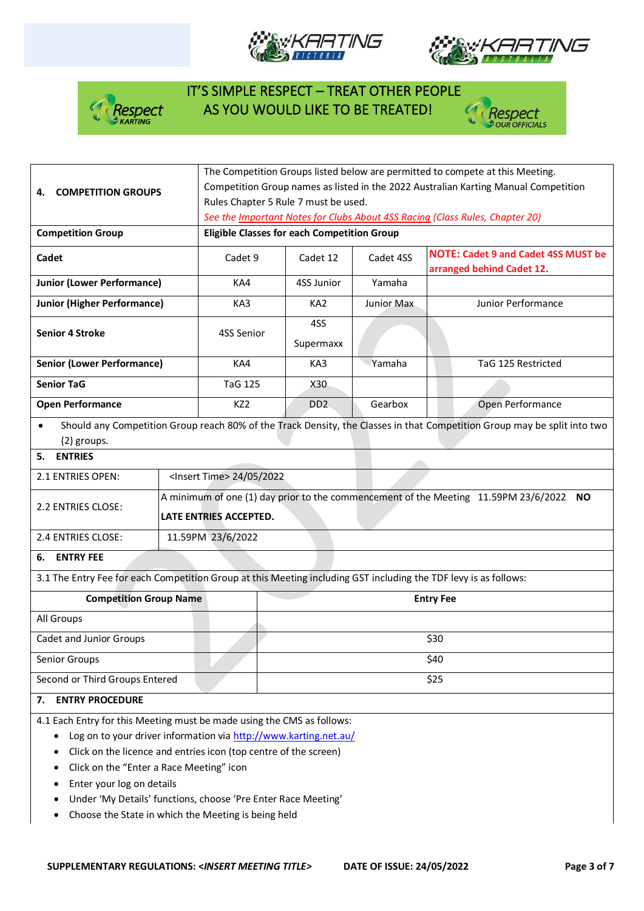IT'S SIMPLE RESPECT – TREAT OTHER PEOPLE AS YOU WOULD LIKE TO BE TREATED!

| **4. COMPETITION GROUPS** | The Competition Groups listed below are permitted to compete at this Meeting. Competition Group names as listed in the 2022 Australian Karting Manual Competition Rules Chapter 5 Rule 7 must be used. *See the Important Notes for Clubs About 4SS Racing (Class Rules, Chapter 20)* | | |
|---|---|---|---|---|
| **Competition Group** | **Eligible Classes for each Competition Group** | | | |
| **Cadet** | Cadet 9 | Cadet 12 | Cadet 4SS | **NOTE: Cadet 9 and Cadet 4SS MUST be arranged behind Cadet 12.** |
| **Junior (Lower Performance)** | KA4 | 4SS Junior | Yamaha | |
| **Junior (Higher Performance)** | KA3 | KA2 | Junior Max | Junior Performance |
| **Senior 4 Stroke** | 4SS Senior | 4SS Supermaxx | | |
| **Senior (Lower Performance)** | KA4 | KA3 | Yamaha | TaG 125 Restricted |
| **Senior TaG** | TaG 125 | X30 | | |
| **Open Performance** | KZ2 | DD2 | Gearbox | Open Performance |

- Should any Competition Group reach 80% of the Track Density, the Classes in that Competition Group may be split into two (2) groups.

## 5. ENTRIES

| | |
|---|---|
| 2.1 ENTRIES OPEN: | <Insert Time> 24/05/2022 |
| 2.2 ENTRIES CLOSE: | A minimum of one (1) day prior to the commencement of the Meeting 11.59PM 23/6/2022 **NO LATE ENTRIES ACCEPTED.** |
| 2.4 ENTRIES CLOSE: | 11.59PM 23/6/2022 |

## 6. ENTRY FEE

3.1 The Entry Fee for each Competition Group at this Meeting including GST including the TDF levy is as follows:

| **Competition Group Name** | **Entry Fee** |
|---|---|
| All Groups | |
| Cadet and Junior Groups | $30 |
| Senior Groups | $40 |
| Second or Third Groups Entered | $25 |

## 7. ENTRY PROCEDURE

4.1 Each Entry for this Meeting must be made using the CMS as follows:

- Log on to your driver information via http://www.karting.net.au/
- Click on the licence and entries icon (top centre of the screen)
- Click on the "Enter a Race Meeting" icon
- Enter your log on details
- Under 'My Details' functions, choose 'Pre Enter Race Meeting'
- Choose the State in which the Meeting is being held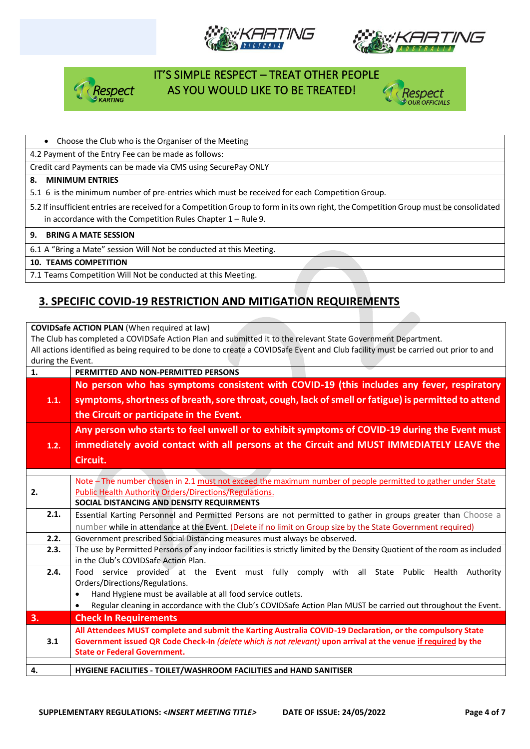IT'S SIMPLE RESPECT – TREAT OTHER PEOPLE AS YOU WOULD LIKE TO BE TREATED!

| |
|---|
| • Choose the Club who is the Organiser of the Meeting |
| 4.2 Payment of the Entry Fee can be made as follows: |
| Credit card Payments can be made via CMS using SecurePay ONLY |
| **8. MINIMUM ENTRIES** |
| 5.1 6 is the minimum number of pre-entries which must be received for each Competition Group. |
| 5.2 If insufficient entries are received for a Competition Group to form in its own right, the Competition Group must be consolidated in accordance with the Competition Rules Chapter 1 – Rule 9. |
| **9. BRING A MATE SESSION** |
| 6.1 A "Bring a Mate" session Will Not be conducted at this Meeting. |
| **10. TEAMS COMPETITION** |
| 7.1 Teams Competition Will Not be conducted at this Meeting. |

## 3. SPECIFIC COVID-19 RESTRICTION AND MITIGATION REQUIREMENTS

**COVIDSafe ACTION PLAN** (When required at law)
The Club has completed a COVIDSafe Action Plan and submitted it to the relevant State Government Department.
All actions identified as being required to be done to create a COVIDSafe Event and Club facility must be carried out prior to and during the Event.

| | |
|---|---|
| **1.** | **PERMITTED AND NON-PERMITTED PERSONS** |
| **1.1.** | **No person who has symptoms consistent with COVID-19 (this includes any fever, respiratory symptoms, shortness of breath, sore throat, cough, lack of smell or fatigue) is permitted to attend the Circuit or participate in the Event.** |
| **1.2.** | **Any person who starts to feel unwell or to exhibit symptoms of COVID-19 during the Event must immediately avoid contact with all persons at the Circuit and MUST IMMEDIATELY LEAVE the Circuit.** |
| **2.** | Note – The number chosen in 2.1 must not exceed the maximum number of people permitted to gather under State Public Health Authority Orders/Directions/Regulations. **SOCIAL DISTANCING AND DENSITY REQUIRMENTS** |
| **2.1.** | Essential Karting Personnel and Permitted Persons are not permitted to gather in groups greater than Choose a number while in attendance at the Event. (Delete if no limit on Group size by the State Government required) |
| **2.2.** | Government prescribed Social Distancing measures must always be observed. |
| **2.3.** | The use by Permitted Persons of any indoor facilities is strictly limited by the Density Quotient of the room as included in the Club's COVIDSafe Action Plan. |
| **2.4.** | Food service provided at the Event must fully comply with all State Public Health Authority Orders/Directions/Regulations. • Hand Hygiene must be available at all food service outlets. • Regular cleaning in accordance with the Club's COVIDSafe Action Plan MUST be carried out throughout the Event. |
| **3.** | **Check In Requirements** |
| **3.1** | **All Attendees MUST complete and submit the Karting Australia COVID-19 Declaration, or the compulsory State Government issued QR Code Check-In *(delete which is not relevant)* upon arrival at the venue if required by the State or Federal Government.** |
| **4.** | **HYGIENE FACILITIES - TOILET/WASHROOM FACILITIES and HAND SANITISER** |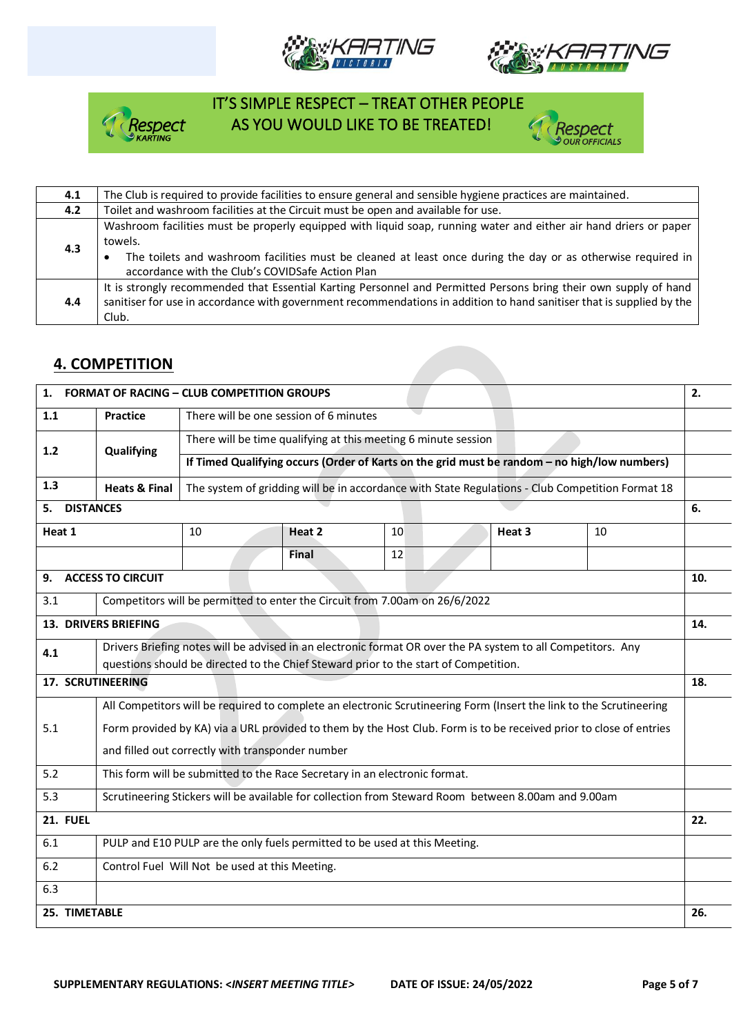IT'S SIMPLE RESPECT – TREAT OTHER PEOPLE AS YOU WOULD LIKE TO BE TREATED!

| | |
|---|---|
| **4.1** | The Club is required to provide facilities to ensure general and sensible hygiene practices are maintained. |
| **4.2** | Toilet and washroom facilities at the Circuit must be open and available for use. |
| **4.3** | Washroom facilities must be properly equipped with liquid soap, running water and either air hand driers or paper towels. • The toilets and washroom facilities must be cleaned at least once during the day or as otherwise required in accordance with the Club's COVIDSafe Action Plan |
| **4.4** | It is strongly recommended that Essential Karting Personnel and Permitted Persons bring their own supply of hand sanitiser for use in accordance with government recommendations in addition to hand sanitiser that is supplied by the Club. |

## 4. COMPETITION

| **1. FORMAT OF RACING – CLUB COMPETITION GROUPS** | | | | | | **2.** |
|---|---|---|---|---|---|---|
| **1.1** | **Practice** | There will be one session of 6 minutes | | | | |
| **1.2** | **Qualifying** | There will be time qualifying at this meeting 6 minute session | | | | |
| | | **If Timed Qualifying occurs (Order of Karts on the grid must be random – no high/low numbers)** | | | | |
| **1.3** | **Heats & Final** | The system of gridding will be in accordance with State Regulations - Club Competition Format 18 | | | | |
| **5. DISTANCES** | | | | | | **6.** |
| **Heat 1** | 10 | **Heat 2** | 10 | **Heat 3** | 10 | |
| | | **Final** | 12 | | | |
| **9. ACCESS TO CIRCUIT** | | | | | | **10.** |
| 3.1 | Competitors will be permitted to enter the Circuit from 7.00am on 26/6/2022 | | | | | |
| **13. DRIVERS BRIEFING** | | | | | | **14.** |
| **4.1** | Drivers Briefing notes will be advised in an electronic format OR over the PA system to all Competitors. Any questions should be directed to the Chief Steward prior to the start of Competition. | | | | | |
| **17. SCRUTINEERING** | | | | | | **18.** |
| 5.1 | All Competitors will be required to complete an electronic Scrutineering Form (Insert the link to the Scrutineering Form provided by KA) via a URL provided to them by the Host Club. Form is to be received prior to close of entries and filled out correctly with transponder number | | | | | |
| 5.2 | This form will be submitted to the Race Secretary in an electronic format. | | | | | |
| 5.3 | Scrutineering Stickers will be available for collection from Steward Room between 8.00am and 9.00am | | | | | |
| **21. FUEL** | | | | | | **22.** |
| 6.1 | PULP and E10 PULP are the only fuels permitted to be used at this Meeting. | | | | | |
| 6.2 | Control Fuel Will Not be used at this Meeting. | | | | | |
| 6.3 | | | | | | |
| **25. TIMETABLE** | | | | | | **26.** |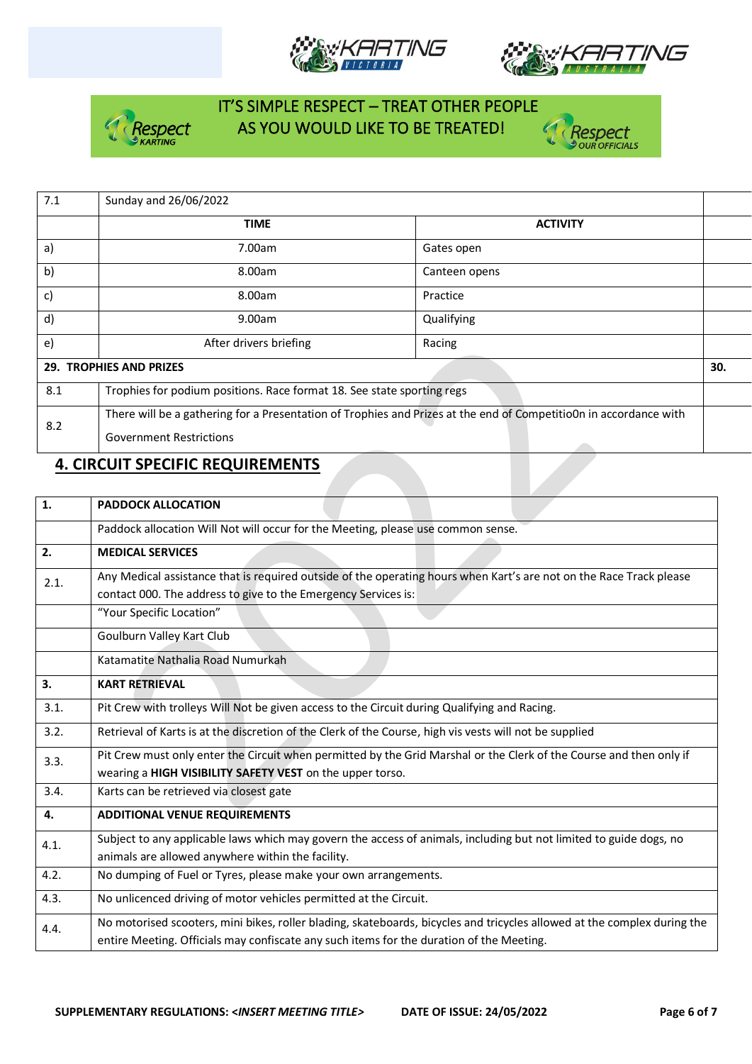IT'S SIMPLE RESPECT – TREAT OTHER PEOPLE AS YOU WOULD LIKE TO BE TREATED!

| 7.1 | Sunday and 26/06/2022 | | |
|---|---|---|---|
| | **TIME** | **ACTIVITY** | |
| a) | 7.00am | Gates open | |
| b) | 8.00am | Canteen opens | |
| c) | 8.00am | Practice | |
| d) | 9.00am | Qualifying | |
| e) | After drivers briefing | Racing | |
| **29. TROPHIES AND PRIZES** | | | **30.** |
| 8.1 | Trophies for podium positions. Race format 18. See state sporting regs | | |
| 8.2 | There will be a gathering for a Presentation of Trophies and Prizes at the end of Competitio0n in accordance with Government Restrictions | | |

## 4. CIRCUIT SPECIFIC REQUIREMENTS

| **1.** | **PADDOCK ALLOCATION** |
|---|---|
| | Paddock allocation Will Not will occur for the Meeting, please use common sense. |
| **2.** | **MEDICAL SERVICES** |
| 2.1. | Any Medical assistance that is required outside of the operating hours when Kart's are not on the Race Track please contact 000. The address to give to the Emergency Services is: |
| | "Your Specific Location" |
| | Goulburn Valley Kart Club |
| | Katamatite Nathalia Road Numurkah |
| **3.** | **KART RETRIEVAL** |
| 3.1. | Pit Crew with trolleys Will Not be given access to the Circuit during Qualifying and Racing. |
| 3.2. | Retrieval of Karts is at the discretion of the Clerk of the Course, high vis vests will not be supplied |
| 3.3. | Pit Crew must only enter the Circuit when permitted by the Grid Marshal or the Clerk of the Course and then only if wearing a **HIGH VISIBILITY SAFETY VEST** on the upper torso. |
| 3.4. | Karts can be retrieved via closest gate |
| **4.** | **ADDITIONAL VENUE REQUIREMENTS** |
| 4.1. | Subject to any applicable laws which may govern the access of animals, including but not limited to guide dogs, no animals are allowed anywhere within the facility. |
| 4.2. | No dumping of Fuel or Tyres, please make your own arrangements. |
| 4.3. | No unlicenced driving of motor vehicles permitted at the Circuit. |
| 4.4. | No motorised scooters, mini bikes, roller blading, skateboards, bicycles and tricycles allowed at the complex during the entire Meeting. Officials may confiscate any such items for the duration of the Meeting. |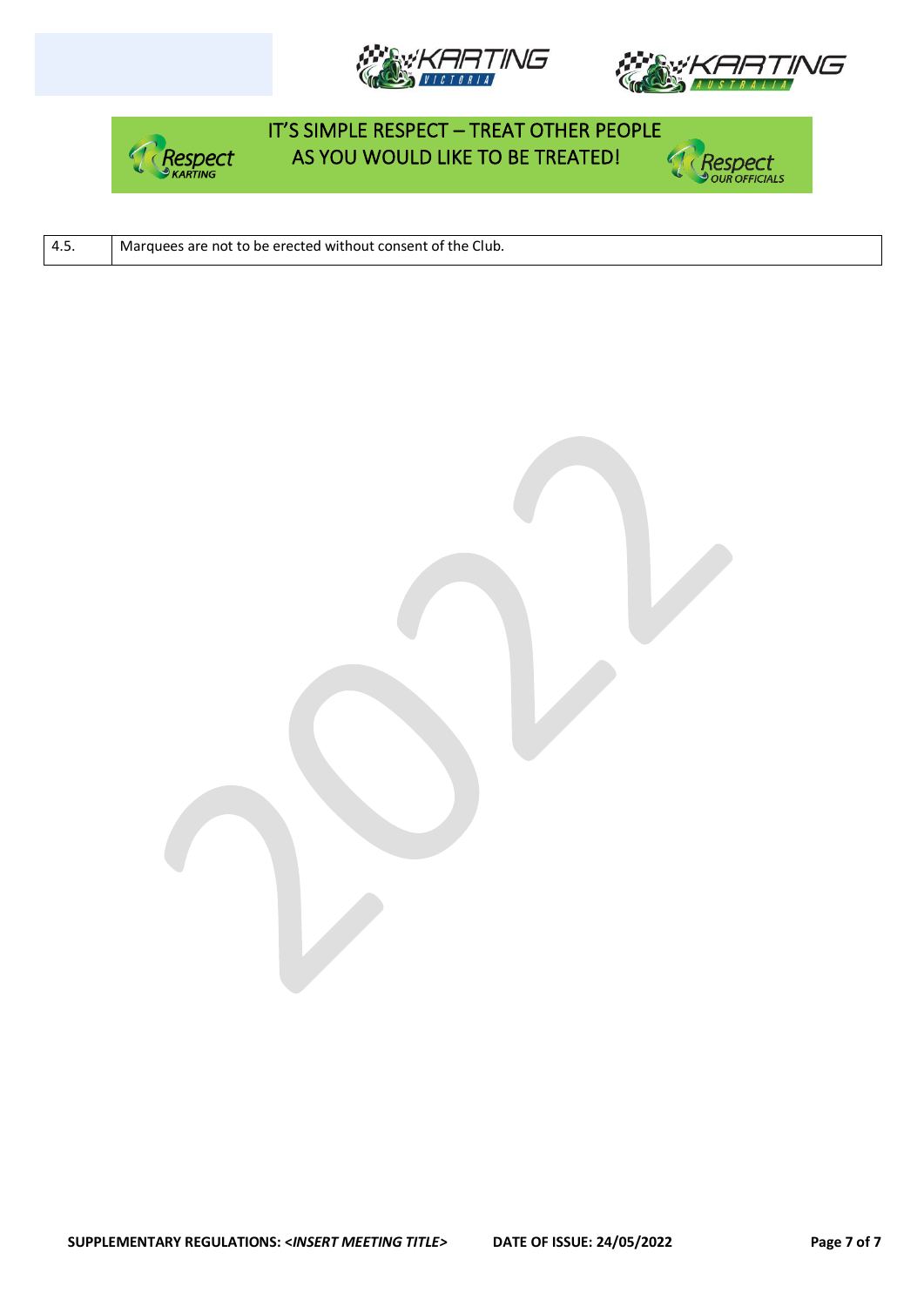| | |
|---|---|
| 4.5. | Marquees are not to be erected without consent of the Club. |